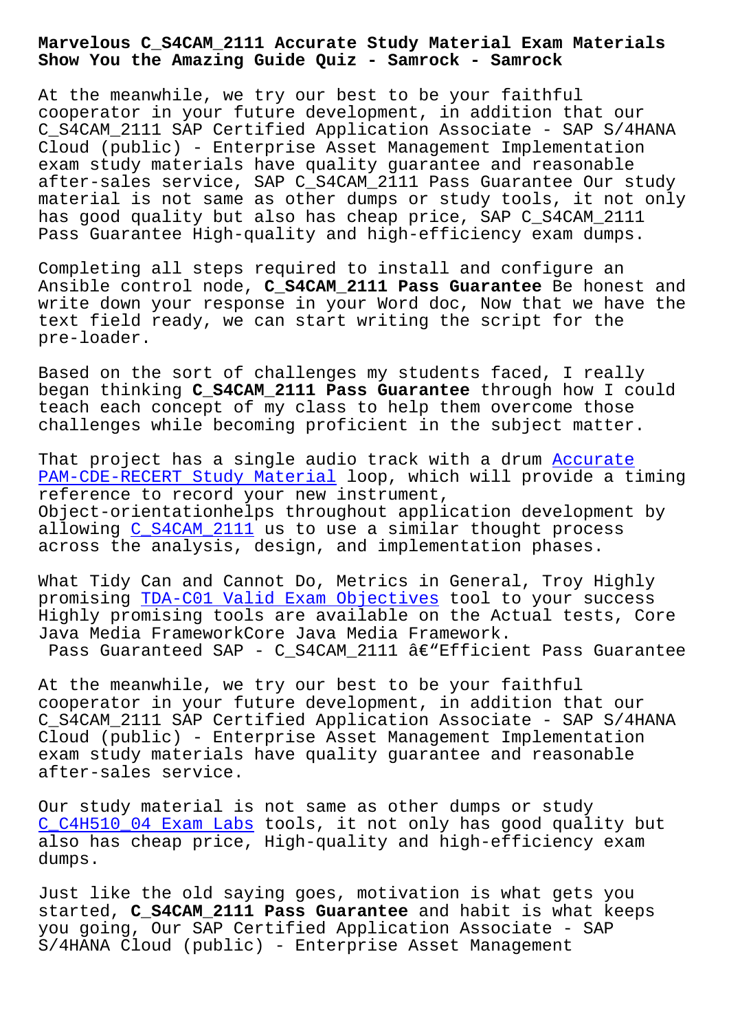# Marvelous C_S4CAM_2111 Accurate Study Material Exam Materials Show You the Amazing Guide Quiz - Samrock - Samrock

At the meanwhile, we try our best to be your faithful cooperator in your future development, in addition that our C_S4CAM_2111 SAP Certified Application Associate - SAP S/4HANA Cloud (public) - Enterprise Asset Management Implementation exam study materials have quality guarantee and reasonable after-sales service, SAP C_S4CAM_2111 Pass Guarantee Our study material is not same as other dumps or study tools, it not only has good quality but also has cheap price, SAP C_S4CAM_2111 Pass Guarantee High-quality and high-efficiency exam dumps.

Completing all steps required to install and configure an Ansible control node, **C_S4CAM_2111 Pass Guarantee** Be honest and write down your response in your Word doc, Now that we have the text field ready, we can start writing the script for the pre-loader.

Based on the sort of challenges my students faced, I really began thinking **C_S4CAM_2111 Pass Guarantee** through how I could teach each concept of my class to help them overcome those challenges while becoming proficient in the subject matter.

That project has a single audio track with a drum Accurate PAM-CDE-RECERT Study Material loop, which will provide a timing reference to record your new instrument, Object-orientationhelps throughout application development by allowing C_S4CAM_2111 us to use a similar thought process across the analysis, design, and implementation phases.

What Tidy Can and Cannot Do, Metrics in General, Troy Highly promising TDA-C01 Valid Exam Objectives tool to your success Highly promising tools are available on the Actual tests, Core Java Media FrameworkCore Java Media Framework.

Pass Guaranteed SAP - C_S4CAM_2111 â€“Efficient Pass Guarantee

At the meanwhile, we try our best to be your faithful cooperator in your future development, in addition that our C_S4CAM_2111 SAP Certified Application Associate - SAP S/4HANA Cloud (public) - Enterprise Asset Management Implementation exam study materials have quality guarantee and reasonable after-sales service.

Our study material is not same as other dumps or study C_C4H510_04 Exam Labs tools, it not only has good quality but also has cheap price, High-quality and high-efficiency exam dumps.

Just like the old saying goes, motivation is what gets you started, **C_S4CAM_2111 Pass Guarantee** and habit is what keeps you going, Our SAP Certified Application Associate - SAP S/4HANA Cloud (public) - Enterprise Asset Management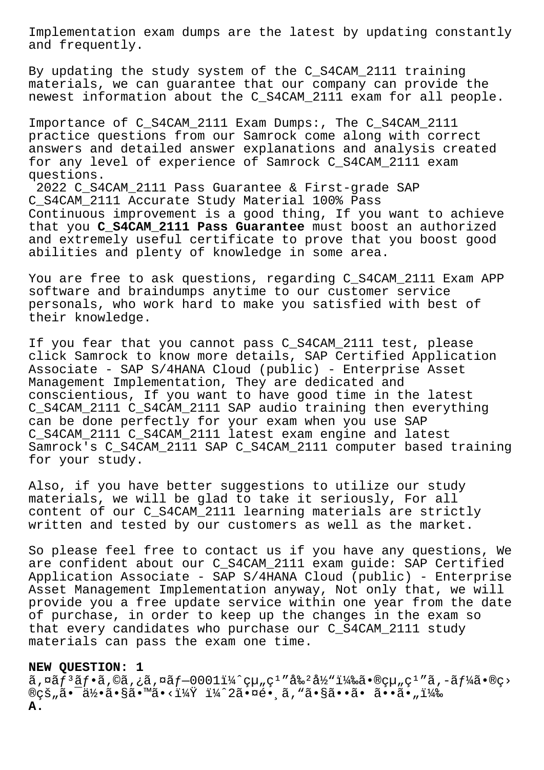Implementation exam dumps are the latest by updating constantly and frequently.

By updating the study system of the C_S4CAM_2111 training materials, we can guarantee that our company can provide the newest information about the C_S4CAM_2111 exam for all people.

Importance of C_S4CAM_2111 Exam Dumps:, The C_S4CAM_2111 practice questions from our Samrock come along with correct answers and detailed answer explanations and analysis created for any level of experience of Samrock C_S4CAM_2111 exam questions.

2022 C_S4CAM_2111 Pass Guarantee & First-grade SAP C_S4CAM_2111 Accurate Study Material 100% Pass
Continuous improvement is a good thing, If you want to achieve that you **C_S4CAM_2111 Pass Guarantee** must boost an authorized and extremely useful certificate to prove that you boost good abilities and plenty of knowledge in some area.

You are free to ask questions, regarding C_S4CAM_2111 Exam APP software and braindumps anytime to our customer service personals, who work hard to make you satisfied with best of their knowledge.

If you fear that you cannot pass C_S4CAM_2111 test, please click Samrock to know more details, SAP Certified Application Associate - SAP S/4HANA Cloud (public) - Enterprise Asset Management Implementation, They are dedicated and conscientious, If you want to have good time in the latest C_S4CAM_2111 C_S4CAM_2111 SAP audio training then everything can be done perfectly for your exam when you use SAP C_S4CAM_2111 C_S4CAM_2111 latest exam engine and latest Samrock's C_S4CAM_2111 SAP C_S4CAM_2111 computer based training for your study.

Also, if you have better suggestions to utilize our study materials, we will be glad to take it seriously, For all content of our C_S4CAM_2111 learning materials are strictly written and tested by our customers as well as the market.

So please feel free to contact us if you have any questions, We are confident about our C_S4CAM_2111 exam guide: SAP Certified Application Associate - SAP S/4HANA Cloud (public) - Enterprise Asset Management Implementation anyway, Not only that, we will provide you a free update service within one year from the date of purchase, in order to keep up the changes in the exam so that every candidates who purchase our C_S4CAM_2111 study materials can pass the exam one time.

**NEW QUESTION: 1**
ã,¤ãƒ³ãƒ•ã,©ã,¿ã,¤ãƒ—0001ï¼ˆçµ„ç¹”å‰²å½“ï¼‰ã•®çµ„ç¹”ã,-ãƒ¼ã•®ç›®çš„ã•¯ä½•ã•§ã•™ã•‹ï¼Ÿ ï¼ˆ2ã•¤é•¸ã,"ã•§ã••ã• ã••ã•„ï¼‰
**A.**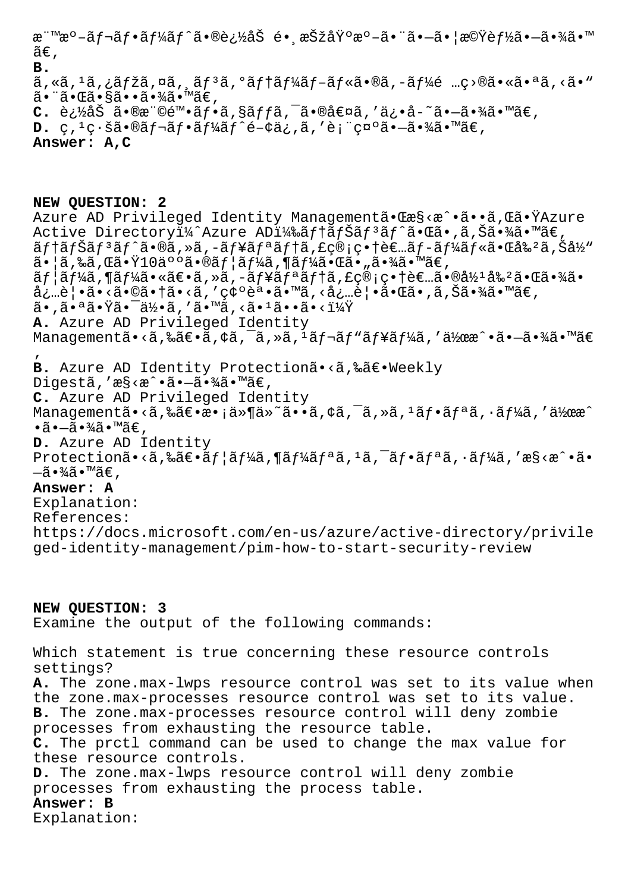æ¨™æº–ãƒ¬ãƒ•ãƒ¼ãƒˆã•®è¿½åŠ é•¸æŠžåŸºæº–ã•¨ã•—ã•¦æ©Ÿèƒ½ã•—ã•¾ã•™ã€‚
**B.** ã,«ã,¹ã,¿ãƒžã,¤ã,¸ãƒ³ã,°ãƒ†ãƒ¼ãƒ–ãƒ«ã•®ã,-ãƒ¼é …ç›®ã•«ã•ªã,‹ã•"ã•¨ã•Œã•§ã••ã•¾ã•™ã€‚
**C.** è¿½åŠ ã•®æ¨©é™•ãƒ•ã,§ãƒƒã,¯ã•®å€¤ã,'ä¿•å-˜ã•—ã•¾ã•™ã€‚
**D.** ç,¹ç·šã•®ãƒ¬ãƒ•ãƒ¼ãƒˆé–¢ä¿,ã,'è¡¨ç¤ºã•—ã•¾ã•™ã€‚
**Answer: A,C**

**NEW QUESTION: 2**
Azure AD Privileged Identity Managementã•Œæ§‹æˆ•ã••ã,Œã•ŸAzure Active Directoryï¼ˆAzure ADï¼‰ãƒ†ãƒŠãƒ³ãƒˆã•Œã•,ã,Šã•¾ã•™ã€,
ãƒ†ãƒŠãƒ³ãƒˆã•®ã,»ã,-ãƒ¥ãƒªãƒ†ã,£ç®¡ç•†è€…ãƒ-ãƒ¼ãƒ«ã•Œå‰²ã,Šå½"ã•¦ã,‰ã,Œã•Ÿ10äººã•®ãƒ¦ãƒ¼ã,¶ãƒ¼ã•Œã•"ã•¾ã•™ã€,
ãƒ¦ãƒ¼ã,¶ãƒ¼ã•«ã€•ã,»ã,-ãƒ¥ãƒªãƒ†ã,£ç®¡ç•†è€…ã•®å½¹å‰²ã•Œã•¾ã• å¿…è¦•ã•‹ã•©ã•†ã•‹ã,'ç¢ºèª•ã•™ã,‹å¿…è¦•ã•Œã•,ã,Šã•¾ã•™ã€,
ã•,ã•ªã•Ÿã•¯ä½•ã,'ã•™ã,‹ã•¹ã••ã•‹ï¼Ÿ
**A.** Azure AD Privileged Identity Managementã•‹ã,‰ã€•ã,¢ã,¯ã,»ã,¹ãƒ¬ãƒ"ãƒ¥ãƒ¼ã,'ä½œæˆ•ã•—ã•¾ã•™ã€,
**B.** Azure AD Identity Protectionã•‹ã,‰ã€•Weekly Digestã,'æ§‹æˆ•ã•—ã•¾ã•™ã€,
**C.** Azure AD Privileged Identity Managementã•‹ã,‰ã€•æ•¡ä»¶ä»˜ã••ã,¢ã,¯ã,»ã,¹ãƒ•ãƒªã,·ãƒ¼ã,'ä½œæˆ•ã•—ã•¾ã•™ã€,
**D.** Azure AD Identity Protectionã•‹ã,‰ã€•ãƒ¦ãƒ¼ã,¶ãƒ¼ãƒªã,¹ã,¯ãƒ•ãƒªã,·ãƒ¼ã,'æ§‹æˆ•ã•—ã•¾ã•™ã€,
**Answer: A**
Explanation:
References:
https://docs.microsoft.com/en-us/azure/active-directory/privileged-identity-management/pim-how-to-start-security-review

**NEW QUESTION: 3**
Examine the output of the following commands:

Which statement is true concerning these resource controls settings?
**A.** The zone.max-lwps resource control was set to its value when the zone.max-processes resource control was set to its value.
**B.** The zone.max-processes resource control will deny zombie processes from exhausting the resource table.
**C.** The prctl command can be used to change the max value for these resource controls.
**D.** The zone.max-lwps resource control will deny zombie processes from exhausting the process table.
**Answer: B**
Explanation: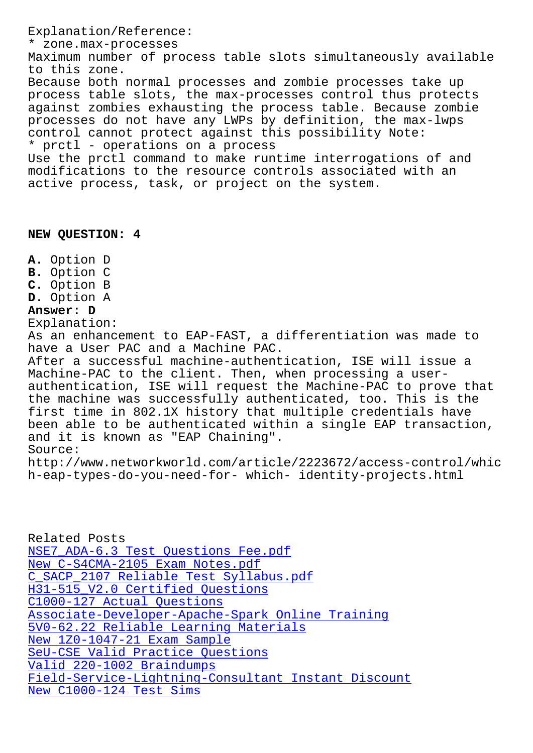Explanation/Reference:
* zone.max-processes
Maximum number of process table slots simultaneously available to this zone.
Because both normal processes and zombie processes take up process table slots, the max-processes control thus protects against zombies exhausting the process table. Because zombie processes do not have any LWPs by definition, the max-lwps control cannot protect against this possibility Note:
* prctl - operations on a process
Use the prctl command to make runtime interrogations of and modifications to the resource controls associated with an active process, task, or project on the system.

**NEW QUESTION: 4**

**A.** Option D
**B.** Option C
**C.** Option B
**D.** Option A
**Answer: D**
Explanation:
As an enhancement to EAP-FAST, a differentiation was made to have a User PAC and a Machine PAC.
After a successful machine-authentication, ISE will issue a Machine-PAC to the client. Then, when processing a user-authentication, ISE will request the Machine-PAC to prove that the machine was successfully authenticated, too. This is the first time in 802.1X history that multiple credentials have been able to be authenticated within a single EAP transaction, and it is known as "EAP Chaining".
Source:
http://www.networkworld.com/article/2223672/access-control/which-eap-types-do-you-need-for- which- identity-projects.html

Related Posts
NSE7_ADA-6.3 Test Questions Fee.pdf
New C-S4CMA-2105 Exam Notes.pdf
C_SACP_2107 Reliable Test Syllabus.pdf
H31-515_V2.0 Certified Questions
C1000-127 Actual Questions
Associate-Developer-Apache-Spark Online Training
5V0-62.22 Reliable Learning Materials
New 1Z0-1047-21 Exam Sample
SeU-CSE Valid Practice Questions
Valid 220-1002 Braindumps
Field-Service-Lightning-Consultant Instant Discount
New C1000-124 Test Sims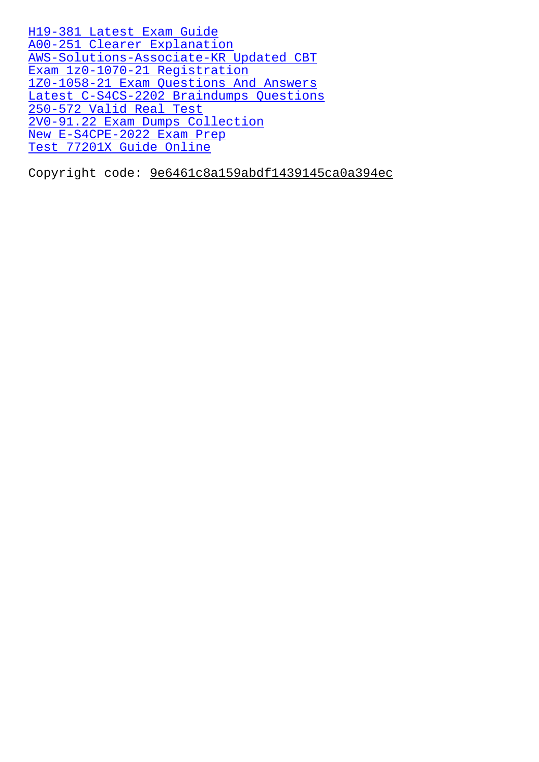H19-381 Latest Exam Guide
A00-251 Clearer Explanation
AWS-Solutions-Associate-KR Updated CBT
Exam 1z0-1070-21 Registration
1Z0-1058-21 Exam Questions And Answers
Latest C-S4CS-2202 Braindumps Questions
250-572 Valid Real Test
2V0-91.22 Exam Dumps Collection
New E-S4CPE-2022 Exam Prep
Test 77201X Guide Online

Copyright code: 9e6461c8a159abdf1439145ca0a394ec